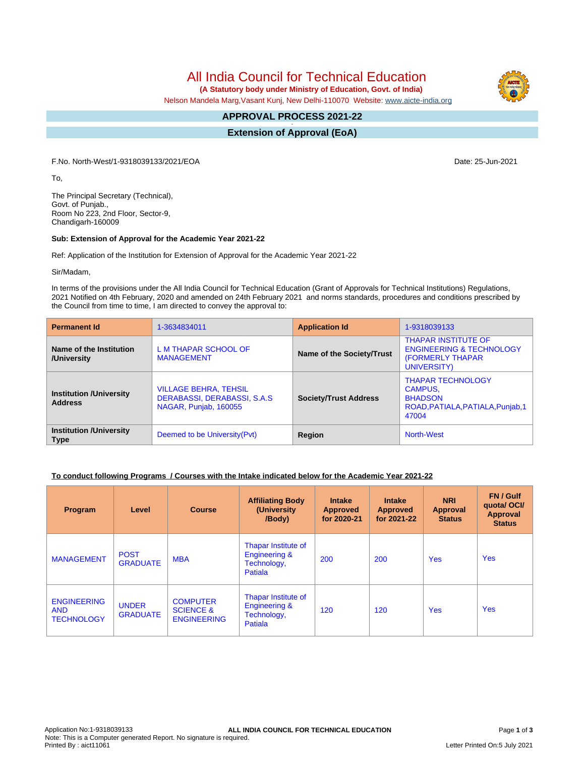# All India Council for Technical Education

**(A Statutory body under Ministry of Education, Govt. of India)**

Nelson Mandela Marg,Vasant Kunj, New Delhi-110070 Website: www.aicte-india.org

## APPROVAL PROCESS 2021-22

## Extension of Approval (EoA)

F.No. North-West/1-9318039133/2021/EOA

Date: 25-Jun-2021

To,

The Principal Secretary (Technical),
Govt. of Punjab.,
Room No 223, 2nd Floor, Sector-9,
Chandigarh-160009

**Sub: Extension of Approval for the Academic Year 2021-22**

Ref: Application of the Institution for Extension of Approval for the Academic Year 2021-22

Sir/Madam,

In terms of the provisions under the All India Council for Technical Education (Grant of Approvals for Technical Institutions) Regulations, 2021 Notified on 4th February, 2020 and amended on 24th February 2021 and norms standards, procedures and conditions prescribed by the Council from time to time, I am directed to convey the approval to:

| **Permanent Id** | 1-3634834011 | **Application Id** | 1-9318039133 |
|---|---|---|---|
| **Name of the Institution /University** | L M THAPAR SCHOOL OF MANAGEMENT | **Name of the Society/Trust** | THAPAR INSTITUTE OF ENGINEERING & TECHNOLOGY (FORMERLY THAPAR UNIVERSITY) |
| **Institution /University Address** | VILLAGE BEHRA, TEHSIL DERABASSI, DERABASSI, S.A.S NAGAR, Punjab, 160055 | **Society/Trust Address** | THAPAR TECHNOLOGY CAMPUS, BHADSON ROAD,PATIALA,PATIALA,Punjab,147004 |
| **Institution /University Type** | Deemed to be University(Pvt) | **Region** | North-West |

**To conduct following Programs / Courses with the Intake indicated below for the Academic Year 2021-22**

| Program | Level | Course | Affiliating Body (University /Body) | Intake Approved for 2020-21 | Intake Approved for 2021-22 | NRI Approval Status | FN / Gulf quota/ OCI/ Approval Status |
|---|---|---|---|---|---|---|---|
| MANAGEMENT | POST GRADUATE | MBA | Thapar Institute of Engineering & Technology, Patiala | 200 | 200 | Yes | Yes |
| ENGINEERING AND TECHNOLOGY | UNDER GRADUATE | COMPUTER SCIENCE & ENGINEERING | Thapar Institute of Engineering & Technology, Patiala | 120 | 120 | Yes | Yes |

Application No:1-9318039133
Note: This is a Computer generated Report. No signature is required.
Printed By : aict11061

Letter Printed On:5 July 2021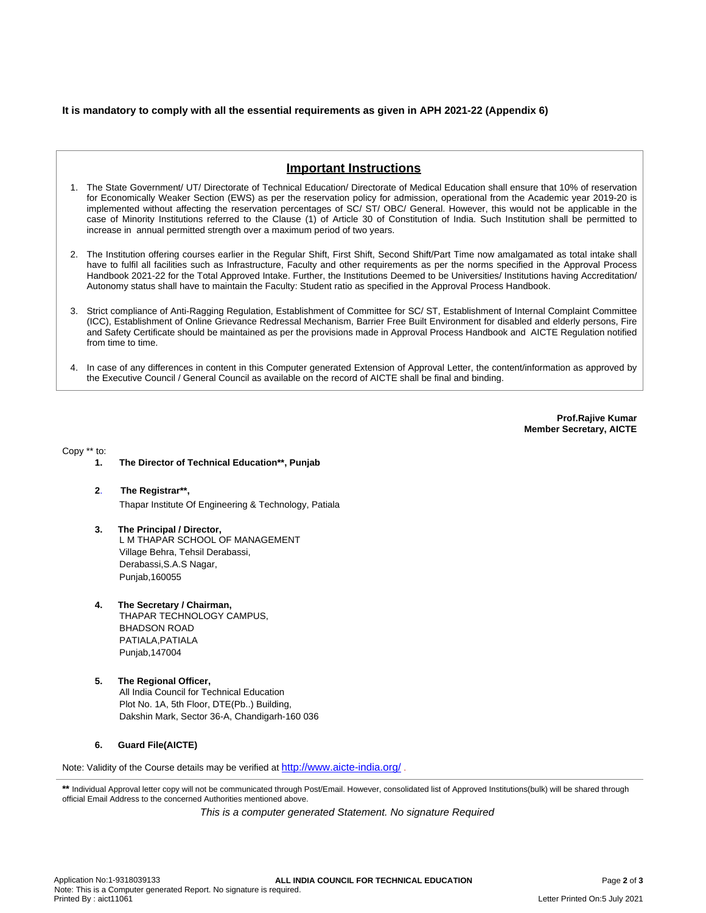**It is mandatory to comply with all the essential requirements as given in APH 2021-22 (Appendix 6)**

## Important Instructions

1. The State Government/ UT/ Directorate of Technical Education/ Directorate of Medical Education shall ensure that 10% of reservation for Economically Weaker Section (EWS) as per the reservation policy for admission, operational from the Academic year 2019-20 is implemented without affecting the reservation percentages of SC/ ST/ OBC/ General. However, this would not be applicable in the case of Minority Institutions referred to the Clause (1) of Article 30 of Constitution of India. Such Institution shall be permitted to increase in annual permitted strength over a maximum period of two years.

2. The Institution offering courses earlier in the Regular Shift, First Shift, Second Shift/Part Time now amalgamated as total intake shall have to fulfil all facilities such as Infrastructure, Faculty and other requirements as per the norms specified in the Approval Process Handbook 2021-22 for the Total Approved Intake. Further, the Institutions Deemed to be Universities/ Institutions having Accreditation/ Autonomy status shall have to maintain the Faculty: Student ratio as specified in the Approval Process Handbook.

3. Strict compliance of Anti-Ragging Regulation, Establishment of Committee for SC/ ST, Establishment of Internal Complaint Committee (ICC), Establishment of Online Grievance Redressal Mechanism, Barrier Free Built Environment for disabled and elderly persons, Fire and Safety Certificate should be maintained as per the provisions made in Approval Process Handbook and AICTE Regulation notified from time to time.

4. In case of any differences in content in this Computer generated Extension of Approval Letter, the content/information as approved by the Executive Council / General Council as available on the record of AICTE shall be final and binding.

**Prof.Rajive Kumar**
**Member Secretary, AICTE**

Copy ** to:

1. **The Director of Technical Education**, Punjab**

2. **The Registrar**,**
Thapar Institute Of Engineering & Technology, Patiala

3. **The Principal / Director,**
L M THAPAR SCHOOL OF MANAGEMENT
Village Behra, Tehsil Derabassi,
Derabassi,S.A.S Nagar,
Punjab,160055

4. **The Secretary / Chairman,**
THAPAR TECHNOLOGY CAMPUS,
BHADSON ROAD
PATIALA,PATIALA
Punjab,147004

5. **The Regional Officer,**
All India Council for Technical Education
Plot No. 1A, 5th Floor, DTE(Pb..) Building,
Dakshin Mark, Sector 36-A, Chandigarh-160 036

6. **Guard File(AICTE)**

Note: Validity of the Course details may be verified at http://www.aicte-india.org/ .

**\*\*** Individual Approval letter copy will not be communicated through Post/Email. However, consolidated list of Approved Institutions(bulk) will be shared through official Email Address to the concerned Authorities mentioned above.

*This is a computer generated Statement. No signature Required*

Application No:1-9318039133
Note: This is a Computer generated Report. No signature is required.
Printed By : aict11061
Letter Printed On:5 July 2021